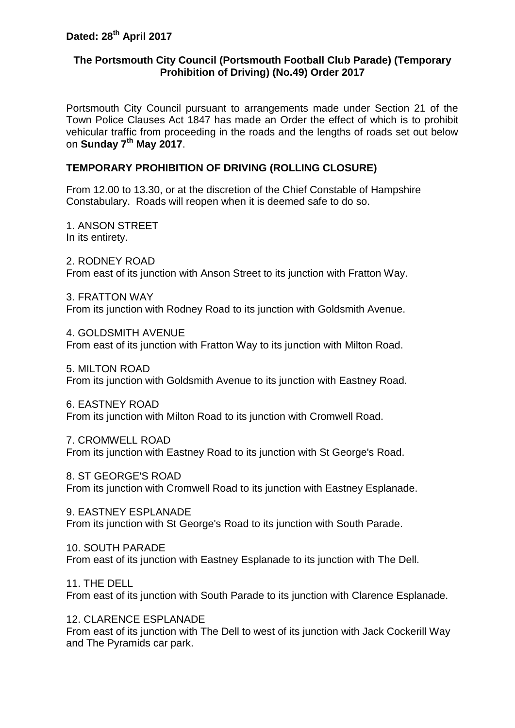**Dated: 28th April 2017**

## The Portsmouth City Council (Portsmouth Football Club Parade) (Temporary Prohibition of Driving) (No.49) Order 2017

Portsmouth City Council pursuant to arrangements made under Section 21 of the Town Police Clauses Act 1847 has made an Order the effect of which is to prohibit vehicular traffic from proceeding in the roads and the lengths of roads set out below on **Sunday 7th May 2017**.

### TEMPORARY PROHIBITION OF DRIVING (ROLLING CLOSURE)

From 12.00 to 13.30, or at the discretion of the Chief Constable of Hampshire Constabulary. Roads will reopen when it is deemed safe to do so.

1. ANSON STREET
In its entirety.

2. RODNEY ROAD
From east of its junction with Anson Street to its junction with Fratton Way.

3. FRATTON WAY
From its junction with Rodney Road to its junction with Goldsmith Avenue.

4. GOLDSMITH AVENUE
From east of its junction with Fratton Way to its junction with Milton Road.

5. MILTON ROAD
From its junction with Goldsmith Avenue to its junction with Eastney Road.

6. EASTNEY ROAD
From its junction with Milton Road to its junction with Cromwell Road.

7. CROMWELL ROAD
From its junction with Eastney Road to its junction with St George's Road.

8. ST GEORGE'S ROAD
From its junction with Cromwell Road to its junction with Eastney Esplanade.

9. EASTNEY ESPLANADE
From its junction with St George's Road to its junction with South Parade.

10. SOUTH PARADE
From east of its junction with Eastney Esplanade to its junction with The Dell.

11. THE DELL
From east of its junction with South Parade to its junction with Clarence Esplanade.

12. CLARENCE ESPLANADE
From east of its junction with The Dell to west of its junction with Jack Cockerill Way and The Pyramids car park.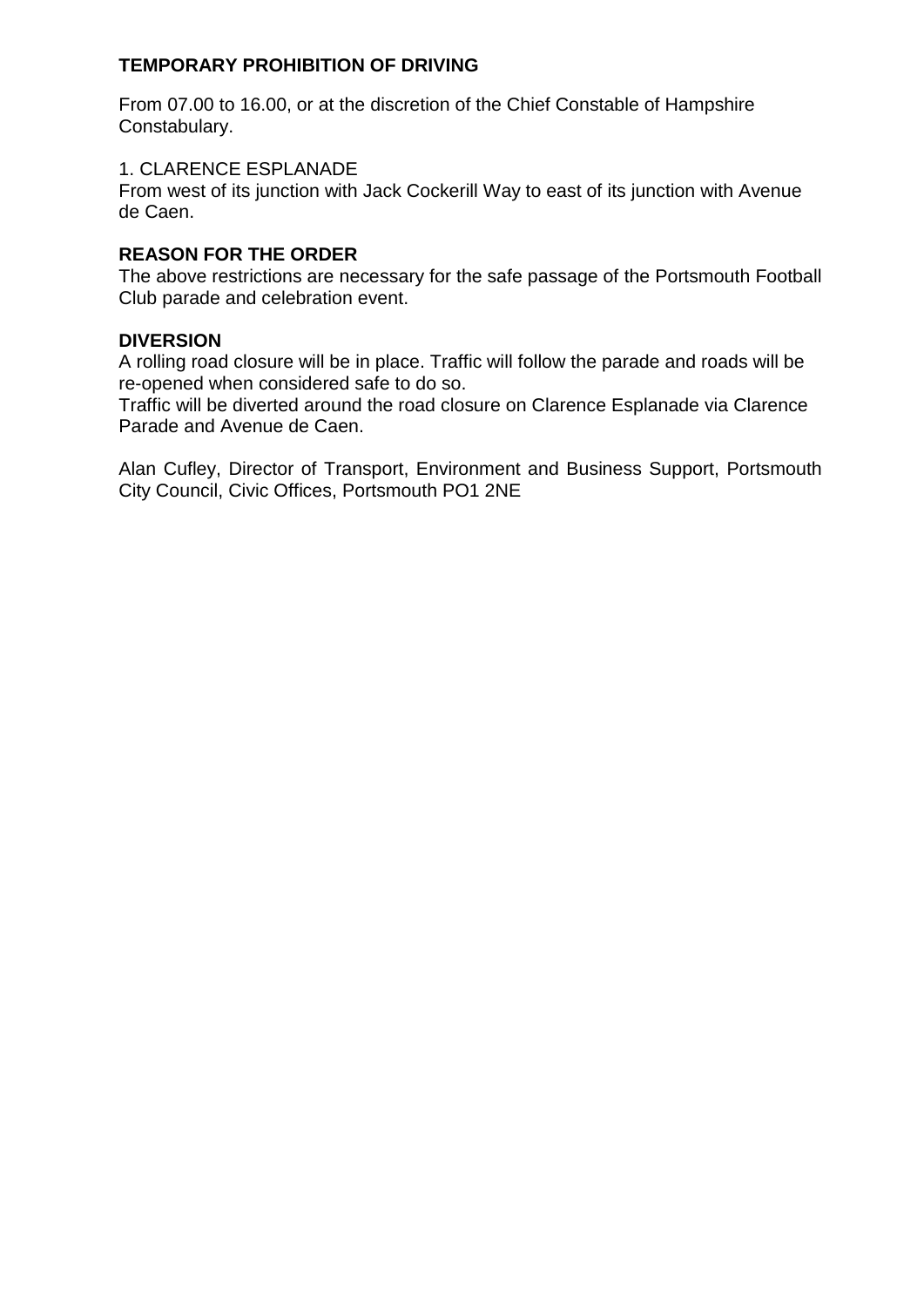**TEMPORARY PROHIBITION OF DRIVING**

From 07.00 to 16.00, or at the discretion of the Chief Constable of Hampshire Constabulary.

1. CLARENCE ESPLANADE
From west of its junction with Jack Cockerill Way to east of its junction with Avenue de Caen.

**REASON FOR THE ORDER**
The above restrictions are necessary for the safe passage of the Portsmouth Football Club parade and celebration event.

**DIVERSION**
A rolling road closure will be in place. Traffic will follow the parade and roads will be re-opened when considered safe to do so.
Traffic will be diverted around the road closure on Clarence Esplanade via Clarence Parade and Avenue de Caen.

Alan Cufley, Director of Transport, Environment and Business Support, Portsmouth City Council, Civic Offices, Portsmouth PO1 2NE